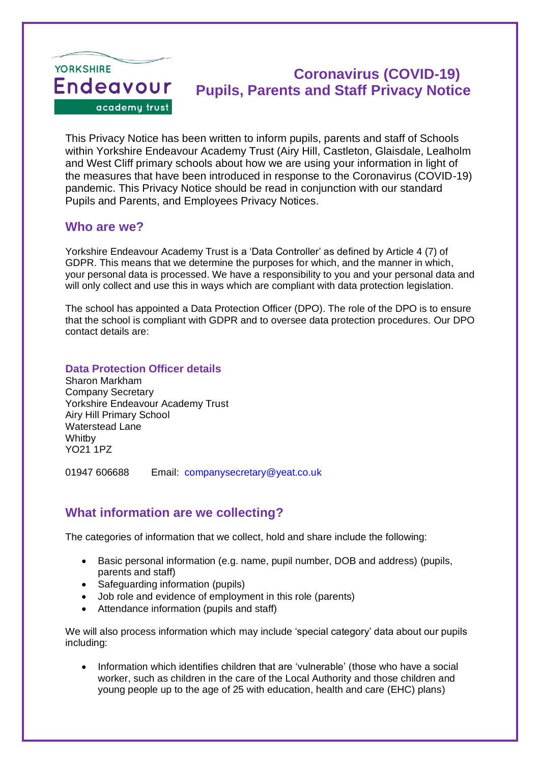YORKSHIRE Endeavour academy trust

# Coronavirus (COVID-19) Pupils, Parents and Staff Privacy Notice

This Privacy Notice has been written to inform pupils, parents and staff of Schools within Yorkshire Endeavour Academy Trust (Airy Hill, Castleton, Glaisdale, Lealholm and West Cliff primary schools about how we are using your information in light of the measures that have been introduced in response to the Coronavirus (COVID-19) pandemic. This Privacy Notice should be read in conjunction with our standard Pupils and Parents, and Employees Privacy Notices.

## Who are we?

Yorkshire Endeavour Academy Trust is a 'Data Controller' as defined by Article 4 (7) of GDPR. This means that we determine the purposes for which, and the manner in which, your personal data is processed. We have a responsibility to you and your personal data and will only collect and use this in ways which are compliant with data protection legislation.

The school has appointed a Data Protection Officer (DPO). The role of the DPO is to ensure that the school is compliant with GDPR and to oversee data protection procedures. Our DPO contact details are:

### Data Protection Officer details

Sharon Markham
Company Secretary
Yorkshire Endeavour Academy Trust
Airy Hill Primary School
Waterstead Lane
Whitby
YO21 1PZ

01947 606688 Email: companysecretary@yeat.co.uk

## What information are we collecting?

The categories of information that we collect, hold and share include the following:

- Basic personal information (e.g. name, pupil number, DOB and address) (pupils, parents and staff)
- Safeguarding information (pupils)
- Job role and evidence of employment in this role (parents)
- Attendance information (pupils and staff)

We will also process information which may include 'special category' data about our pupils including:

- Information which identifies children that are 'vulnerable' (those who have a social worker, such as children in the care of the Local Authority and those children and young people up to the age of 25 with education, health and care (EHC) plans)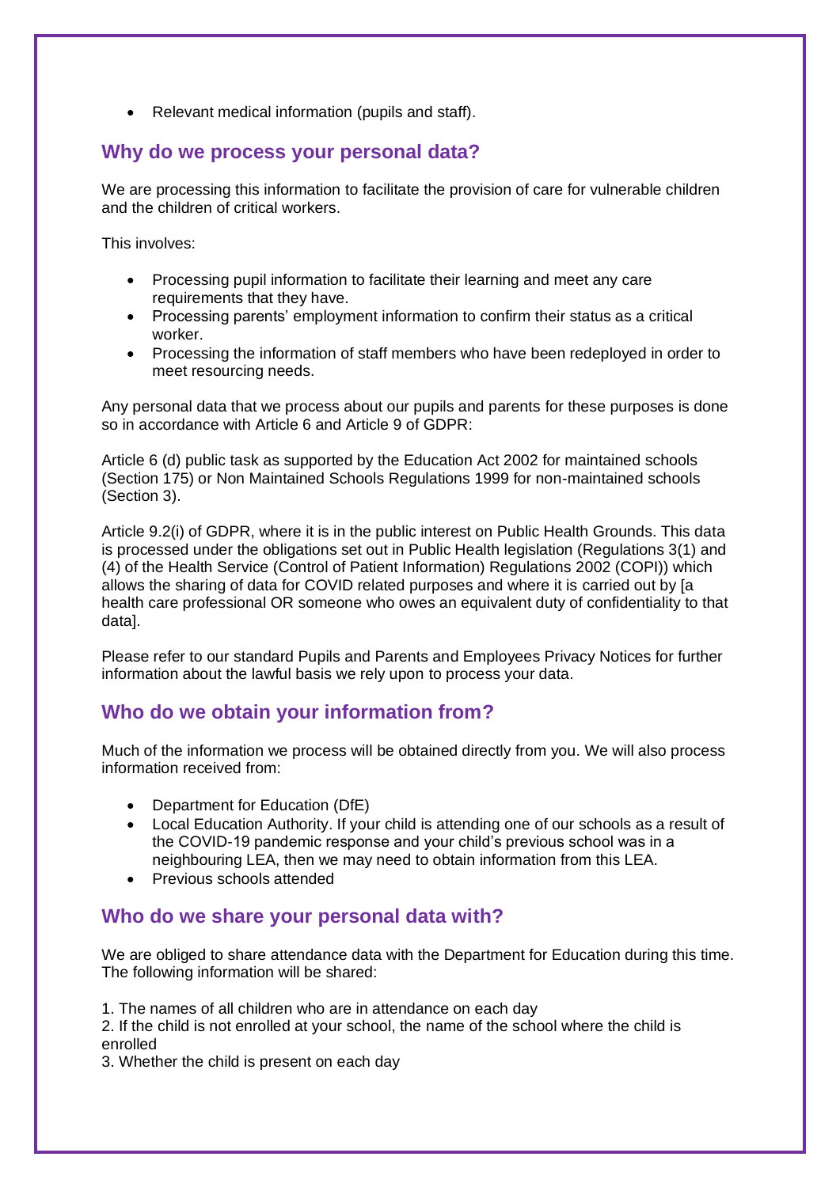- Relevant medical information (pupils and staff).

## Why do we process your personal data?

We are processing this information to facilitate the provision of care for vulnerable children and the children of critical workers.

This involves:

- Processing pupil information to facilitate their learning and meet any care requirements that they have.
- Processing parents' employment information to confirm their status as a critical worker.
- Processing the information of staff members who have been redeployed in order to meet resourcing needs.

Any personal data that we process about our pupils and parents for these purposes is done so in accordance with Article 6 and Article 9 of GDPR:

Article 6 (d) public task as supported by the Education Act 2002 for maintained schools (Section 175) or Non Maintained Schools Regulations 1999 for non-maintained schools (Section 3).

Article 9.2(i) of GDPR, where it is in the public interest on Public Health Grounds. This data is processed under the obligations set out in Public Health legislation (Regulations 3(1) and (4) of the Health Service (Control of Patient Information) Regulations 2002 (COPI)) which allows the sharing of data for COVID related purposes and where it is carried out by [a health care professional OR someone who owes an equivalent duty of confidentiality to that data].

Please refer to our standard Pupils and Parents and Employees Privacy Notices for further information about the lawful basis we rely upon to process your data.

## Who do we obtain your information from?

Much of the information we process will be obtained directly from you. We will also process information received from:

- Department for Education (DfE)
- Local Education Authority. If your child is attending one of our schools as a result of the COVID-19 pandemic response and your child's previous school was in a neighbouring LEA, then we may need to obtain information from this LEA.
- Previous schools attended

## Who do we share your personal data with?

We are obliged to share attendance data with the Department for Education during this time. The following information will be shared:

1. The names of all children who are in attendance on each day
2. If the child is not enrolled at your school, the name of the school where the child is enrolled
3. Whether the child is present on each day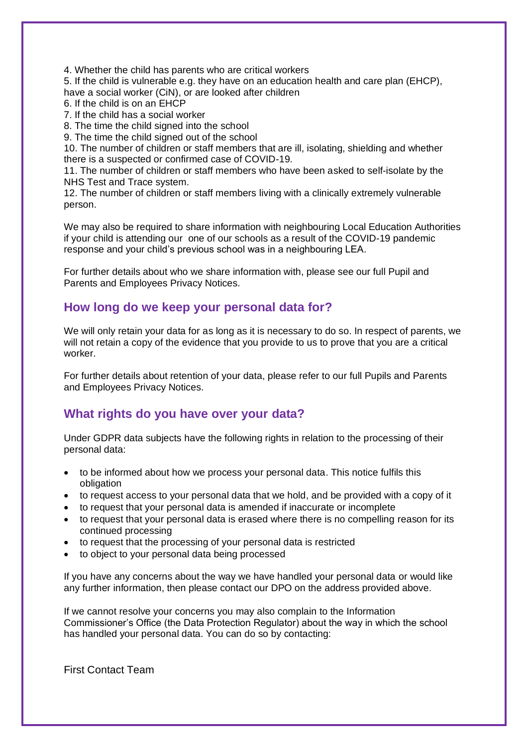4. Whether the child has parents who are critical workers
5. If the child is vulnerable e.g. they have on an education health and care plan (EHCP), have a social worker (CiN), or are looked after children
6. If the child is on an EHCP
7. If the child has a social worker
8. The time the child signed into the school
9. The time the child signed out of the school
10. The number of children or staff members that are ill, isolating, shielding and whether there is a suspected or confirmed case of COVID-19.
11. The number of children or staff members who have been asked to self-isolate by the NHS Test and Trace system.
12. The number of children or staff members living with a clinically extremely vulnerable person.

We may also be required to share information with neighbouring Local Education Authorities if your child is attending our one of our schools as a result of the COVID-19 pandemic response and your child's previous school was in a neighbouring LEA.

For further details about who we share information with, please see our full Pupil and Parents and Employees Privacy Notices.

## How long do we keep your personal data for?

We will only retain your data for as long as it is necessary to do so. In respect of parents, we will not retain a copy of the evidence that you provide to us to prove that you are a critical worker.

For further details about retention of your data, please refer to our full Pupils and Parents and Employees Privacy Notices.

## What rights do you have over your data?

Under GDPR data subjects have the following rights in relation to the processing of their personal data:

- to be informed about how we process your personal data. This notice fulfils this obligation
- to request access to your personal data that we hold, and be provided with a copy of it
- to request that your personal data is amended if inaccurate or incomplete
- to request that your personal data is erased where there is no compelling reason for its continued processing
- to request that the processing of your personal data is restricted
- to object to your personal data being processed

If you have any concerns about the way we have handled your personal data or would like any further information, then please contact our DPO on the address provided above.

If we cannot resolve your concerns you may also complain to the Information Commissioner's Office (the Data Protection Regulator) about the way in which the school has handled your personal data. You can do so by contacting:

First Contact Team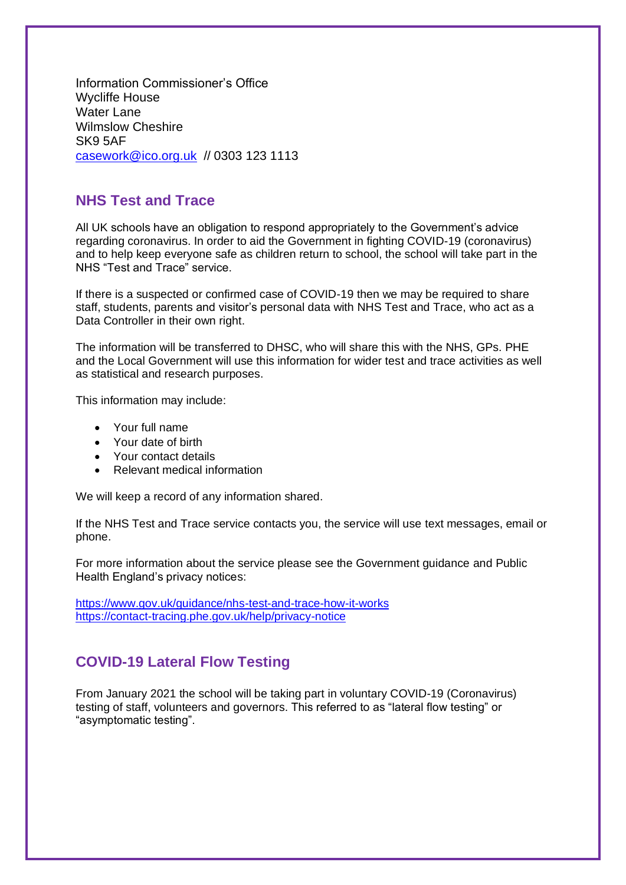Information Commissioner's Office
Wycliffe House
Water Lane
Wilmslow Cheshire
SK9 5AF
casework@ico.org.uk // 0303 123 1113

## NHS Test and Trace

All UK schools have an obligation to respond appropriately to the Government's advice regarding coronavirus. In order to aid the Government in fighting COVID-19 (coronavirus) and to help keep everyone safe as children return to school, the school will take part in the NHS "Test and Trace" service.

If there is a suspected or confirmed case of COVID-19 then we may be required to share staff, students, parents and visitor's personal data with NHS Test and Trace, who act as a Data Controller in their own right.

The information will be transferred to DHSC, who will share this with the NHS, GPs. PHE and the Local Government will use this information for wider test and trace activities as well as statistical and research purposes.

This information may include:

- Your full name
- Your date of birth
- Your contact details
- Relevant medical information

We will keep a record of any information shared.

If the NHS Test and Trace service contacts you, the service will use text messages, email or phone.

For more information about the service please see the Government guidance and Public Health England's privacy notices:

https://www.gov.uk/guidance/nhs-test-and-trace-how-it-works
https://contact-tracing.phe.gov.uk/help/privacy-notice

## COVID-19 Lateral Flow Testing

From January 2021 the school will be taking part in voluntary COVID-19 (Coronavirus) testing of staff, volunteers and governors. This referred to as "lateral flow testing" or "asymptomatic testing".